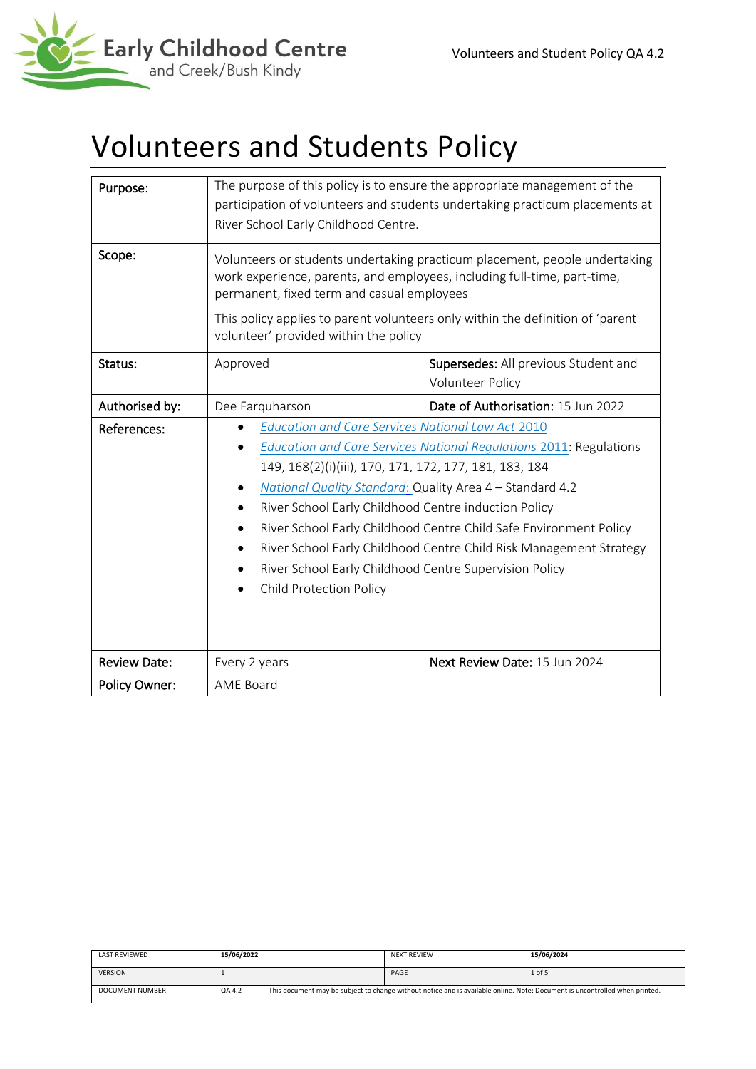# Volunteers and Students Policy

| | | |
|---|---|---|
| **Purpose:** | The purpose of this policy is to ensure the appropriate management of the participation of volunteers and students undertaking practicum placements at River School Early Childhood Centre. | |
| **Scope:** | Volunteers or students undertaking practicum placement, people undertaking work experience, parents, and employees, including full-time, part-time, permanent, fixed term and casual employees<br><br>This policy applies to parent volunteers only within the definition of 'parent volunteer' provided within the policy | |
| **Status:** | Approved | **Supersedes:** All previous Student and Volunteer Policy |
| **Authorised by:** | Dee Farquharson | **Date of Authorisation:** 15 Jun 2022 |
| **References:** | • *Education and Care Services National Law Act 2010*<br>• *Education and Care Services National Regulations 2011*: Regulations 149, 168(2)(i)(iii), 170, 171, 172, 177, 181, 183, 184<br>• *National Quality Standard*: Quality Area 4 – Standard 4.2<br>• River School Early Childhood Centre induction Policy<br>• River School Early Childhood Centre Child Safe Environment Policy<br>• River School Early Childhood Centre Child Risk Management Strategy<br>• River School Early Childhood Centre Supervision Policy<br>• Child Protection Policy | |
| **Review Date:** | Every 2 years | **Next Review Date:** 15 Jun 2024 |
| **Policy Owner:** | AME Board | |

| | | | |
|---|---|---|---|
| LAST REVIEWED | 15/06/2022 | NEXT REVIEW | 15/06/2024 |
| VERSION | 1 | PAGE | 1 of 5 |
| DOCUMENT NUMBER | QA 4.2 | This document may be subject to change without notice and is available online. Note: Document is uncontrolled when printed. | |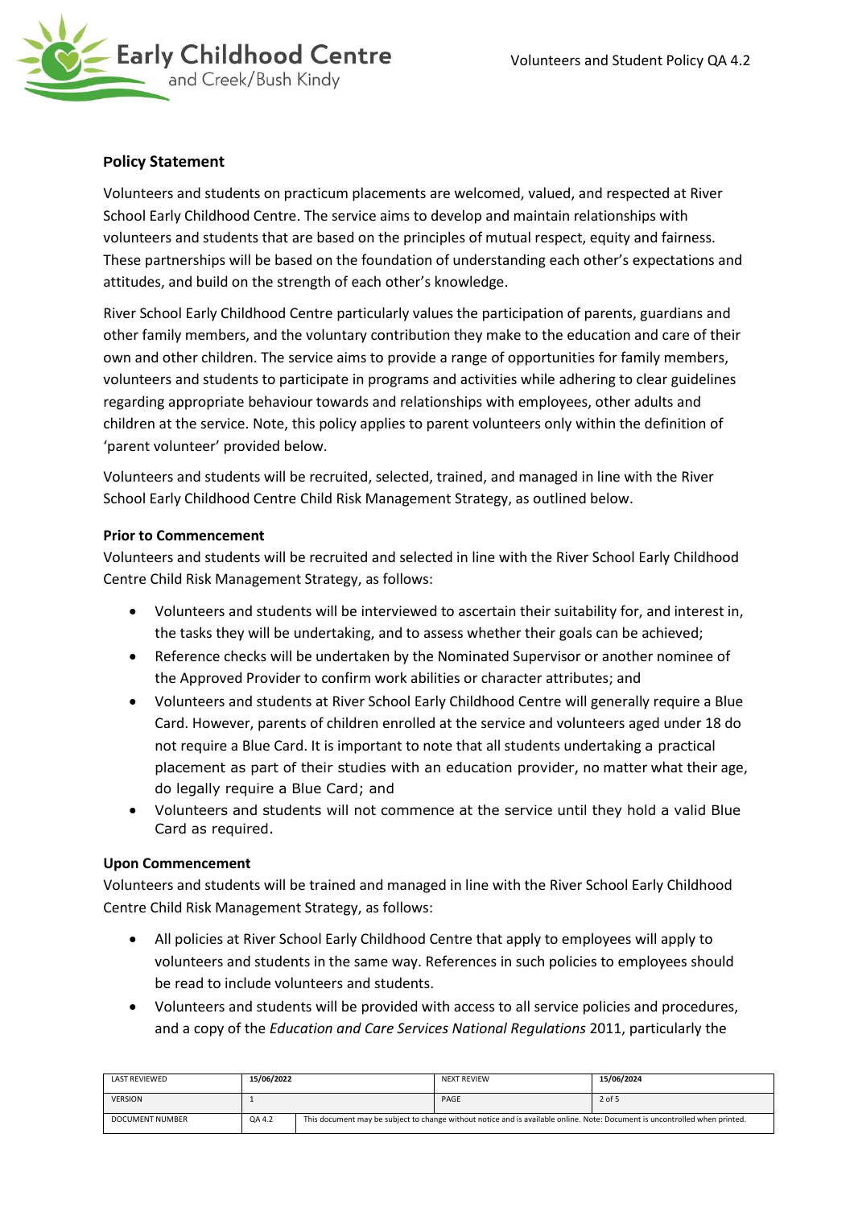## Policy Statement

Volunteers and students on practicum placements are welcomed, valued, and respected at River School Early Childhood Centre. The service aims to develop and maintain relationships with volunteers and students that are based on the principles of mutual respect, equity and fairness. These partnerships will be based on the foundation of understanding each other's expectations and attitudes, and build on the strength of each other's knowledge.

River School Early Childhood Centre particularly values the participation of parents, guardians and other family members, and the voluntary contribution they make to the education and care of their own and other children. The service aims to provide a range of opportunities for family members, volunteers and students to participate in programs and activities while adhering to clear guidelines regarding appropriate behaviour towards and relationships with employees, other adults and children at the service. Note, this policy applies to parent volunteers only within the definition of 'parent volunteer' provided below.

Volunteers and students will be recruited, selected, trained, and managed in line with the River School Early Childhood Centre Child Risk Management Strategy, as outlined below.

**Prior to Commencement**

Volunteers and students will be recruited and selected in line with the River School Early Childhood Centre Child Risk Management Strategy, as follows:

- Volunteers and students will be interviewed to ascertain their suitability for, and interest in, the tasks they will be undertaking, and to assess whether their goals can be achieved;
- Reference checks will be undertaken by the Nominated Supervisor or another nominee of the Approved Provider to confirm work abilities or character attributes; and
- Volunteers and students at River School Early Childhood Centre will generally require a Blue Card. However, parents of children enrolled at the service and volunteers aged under 18 do not require a Blue Card. It is important to note that all students undertaking a practical placement as part of their studies with an education provider, no matter what their age, do legally require a Blue Card; and
- Volunteers and students will not commence at the service until they hold a valid Blue Card as required.

**Upon Commencement**

Volunteers and students will be trained and managed in line with the River School Early Childhood Centre Child Risk Management Strategy, as follows:

- All policies at River School Early Childhood Centre that apply to employees will apply to volunteers and students in the same way. References in such policies to employees should be read to include volunteers and students.
- Volunteers and students will be provided with access to all service policies and procedures, and a copy of the *Education and Care Services National Regulations* 2011, particularly the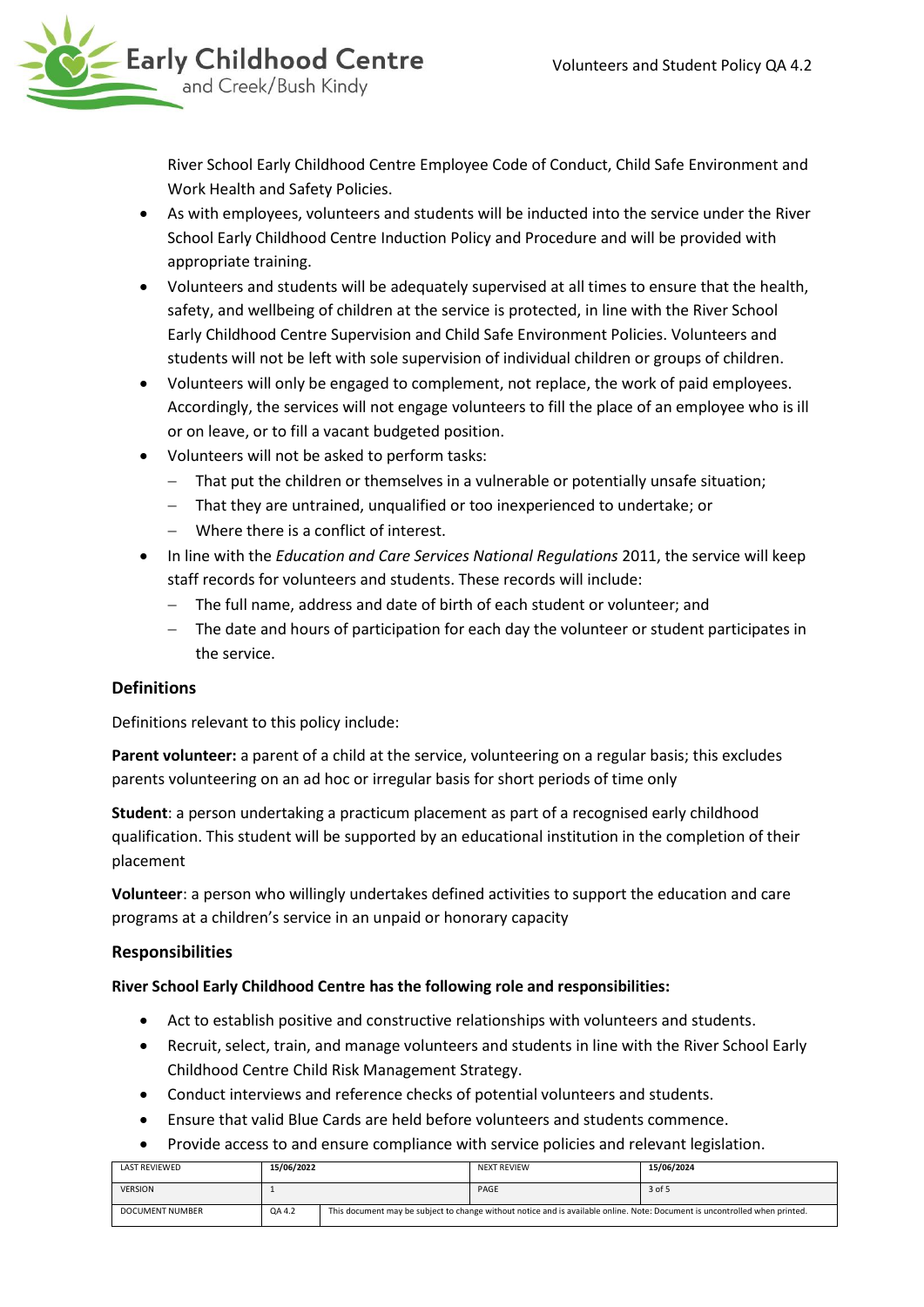River School Early Childhood Centre Employee Code of Conduct, Child Safe Environment and Work Health and Safety Policies.

- As with employees, volunteers and students will be inducted into the service under the River School Early Childhood Centre Induction Policy and Procedure and will be provided with appropriate training.
- Volunteers and students will be adequately supervised at all times to ensure that the health, safety, and wellbeing of children at the service is protected, in line with the River School Early Childhood Centre Supervision and Child Safe Environment Policies. Volunteers and students will not be left with sole supervision of individual children or groups of children.
- Volunteers will only be engaged to complement, not replace, the work of paid employees. Accordingly, the services will not engage volunteers to fill the place of an employee who is ill or on leave, or to fill a vacant budgeted position.
- Volunteers will not be asked to perform tasks:
  - That put the children or themselves in a vulnerable or potentially unsafe situation;
  - That they are untrained, unqualified or too inexperienced to undertake; or
  - Where there is a conflict of interest.
- In line with the *Education and Care Services National Regulations* 2011, the service will keep staff records for volunteers and students. These records will include:
  - The full name, address and date of birth of each student or volunteer; and
  - The date and hours of participation for each day the volunteer or student participates in the service.

## Definitions

Definitions relevant to this policy include:

**Parent volunteer:** a parent of a child at the service, volunteering on a regular basis; this excludes parents volunteering on an ad hoc or irregular basis for short periods of time only

**Student**: a person undertaking a practicum placement as part of a recognised early childhood qualification. This student will be supported by an educational institution in the completion of their placement

**Volunteer**: a person who willingly undertakes defined activities to support the education and care programs at a children's service in an unpaid or honorary capacity

## Responsibilities

**River School Early Childhood Centre has the following role and responsibilities:**

- Act to establish positive and constructive relationships with volunteers and students.
- Recruit, select, train, and manage volunteers and students in line with the River School Early Childhood Centre Child Risk Management Strategy.
- Conduct interviews and reference checks of potential volunteers and students.
- Ensure that valid Blue Cards are held before volunteers and students commence.
- Provide access to and ensure compliance with service policies and relevant legislation.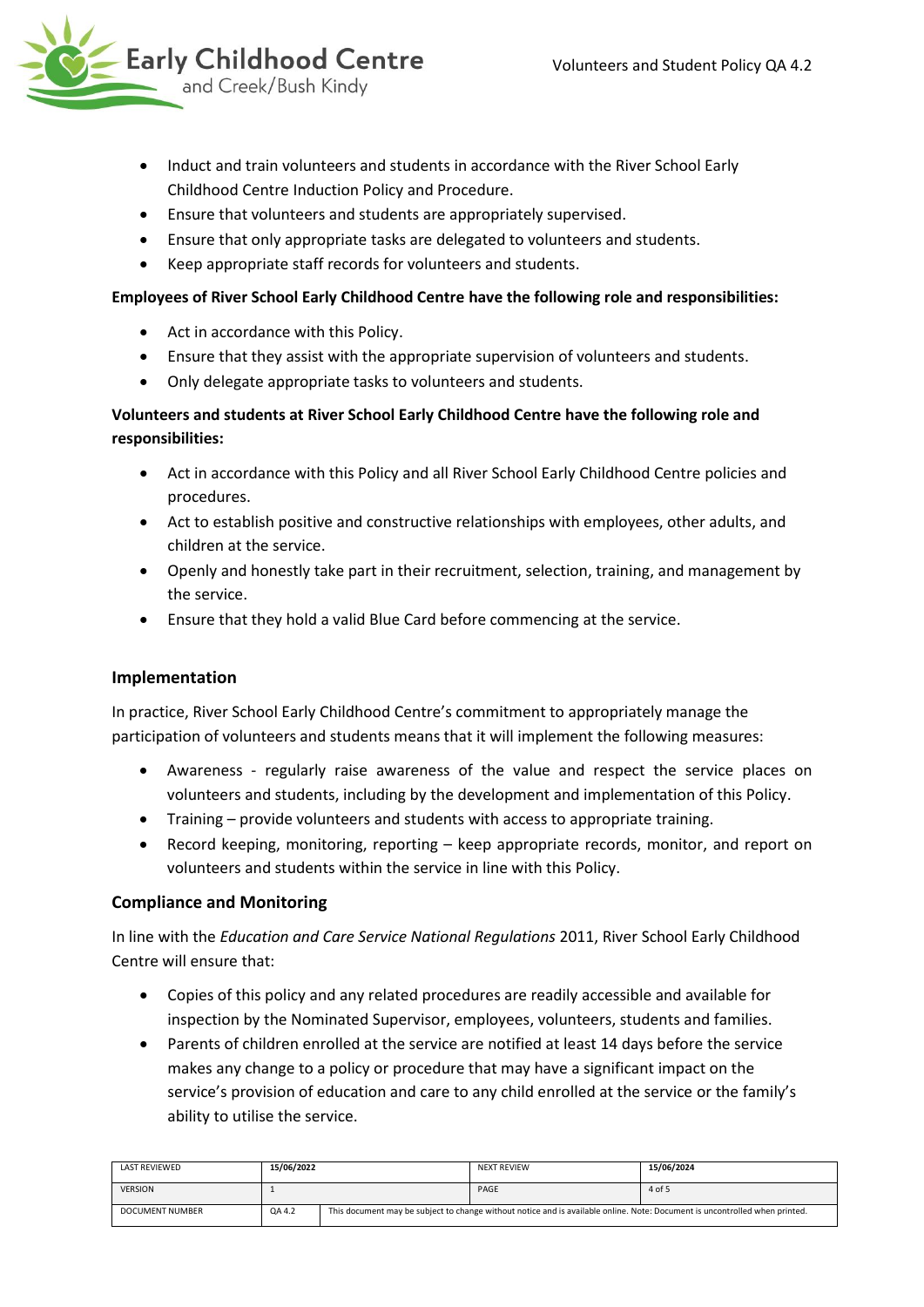- Induct and train volunteers and students in accordance with the River School Early Childhood Centre Induction Policy and Procedure.
- Ensure that volunteers and students are appropriately supervised.
- Ensure that only appropriate tasks are delegated to volunteers and students.
- Keep appropriate staff records for volunteers and students.

**Employees of River School Early Childhood Centre have the following role and responsibilities:**

- Act in accordance with this Policy.
- Ensure that they assist with the appropriate supervision of volunteers and students.
- Only delegate appropriate tasks to volunteers and students.

**Volunteers and students at River School Early Childhood Centre have the following role and responsibilities:**

- Act in accordance with this Policy and all River School Early Childhood Centre policies and procedures.
- Act to establish positive and constructive relationships with employees, other adults, and children at the service.
- Openly and honestly take part in their recruitment, selection, training, and management by the service.
- Ensure that they hold a valid Blue Card before commencing at the service.

## Implementation

In practice, River School Early Childhood Centre's commitment to appropriately manage the participation of volunteers and students means that it will implement the following measures:

- Awareness - regularly raise awareness of the value and respect the service places on volunteers and students, including by the development and implementation of this Policy.
- Training – provide volunteers and students with access to appropriate training.
- Record keeping, monitoring, reporting – keep appropriate records, monitor, and report on volunteers and students within the service in line with this Policy.

## Compliance and Monitoring

In line with the *Education and Care Service National Regulations* 2011, River School Early Childhood Centre will ensure that:

- Copies of this policy and any related procedures are readily accessible and available for inspection by the Nominated Supervisor, employees, volunteers, students and families.
- Parents of children enrolled at the service are notified at least 14 days before the service makes any change to a policy or procedure that may have a significant impact on the service's provision of education and care to any child enrolled at the service or the family's ability to utilise the service.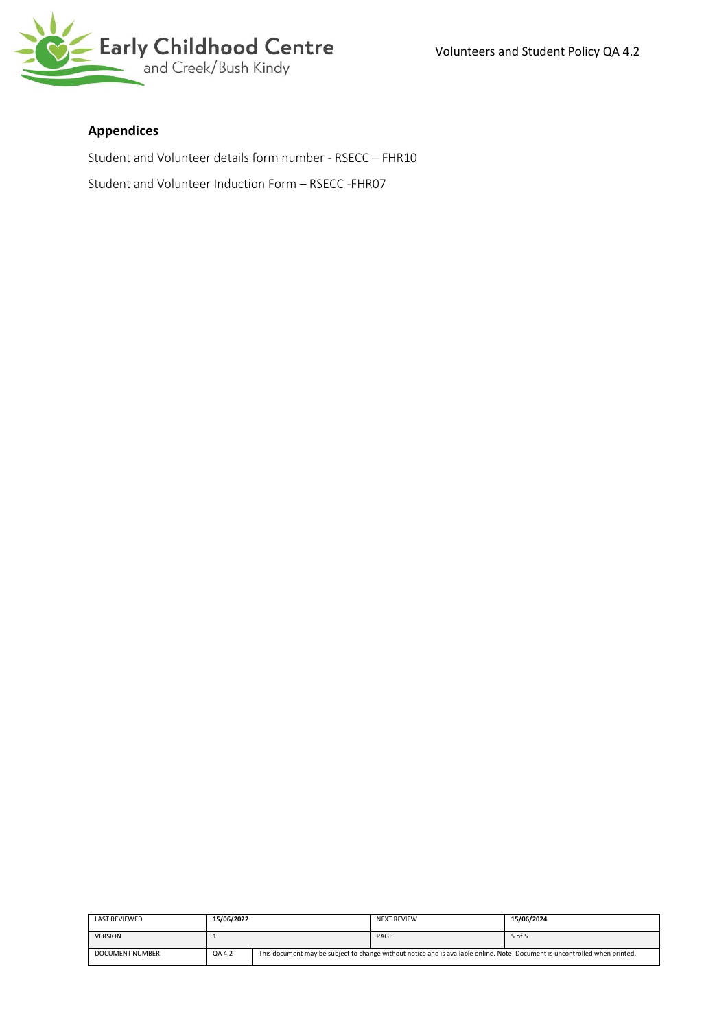## Appendices

Student and Volunteer details form number - RSECC – FHR10

Student and Volunteer Induction Form – RSECC -FHR07